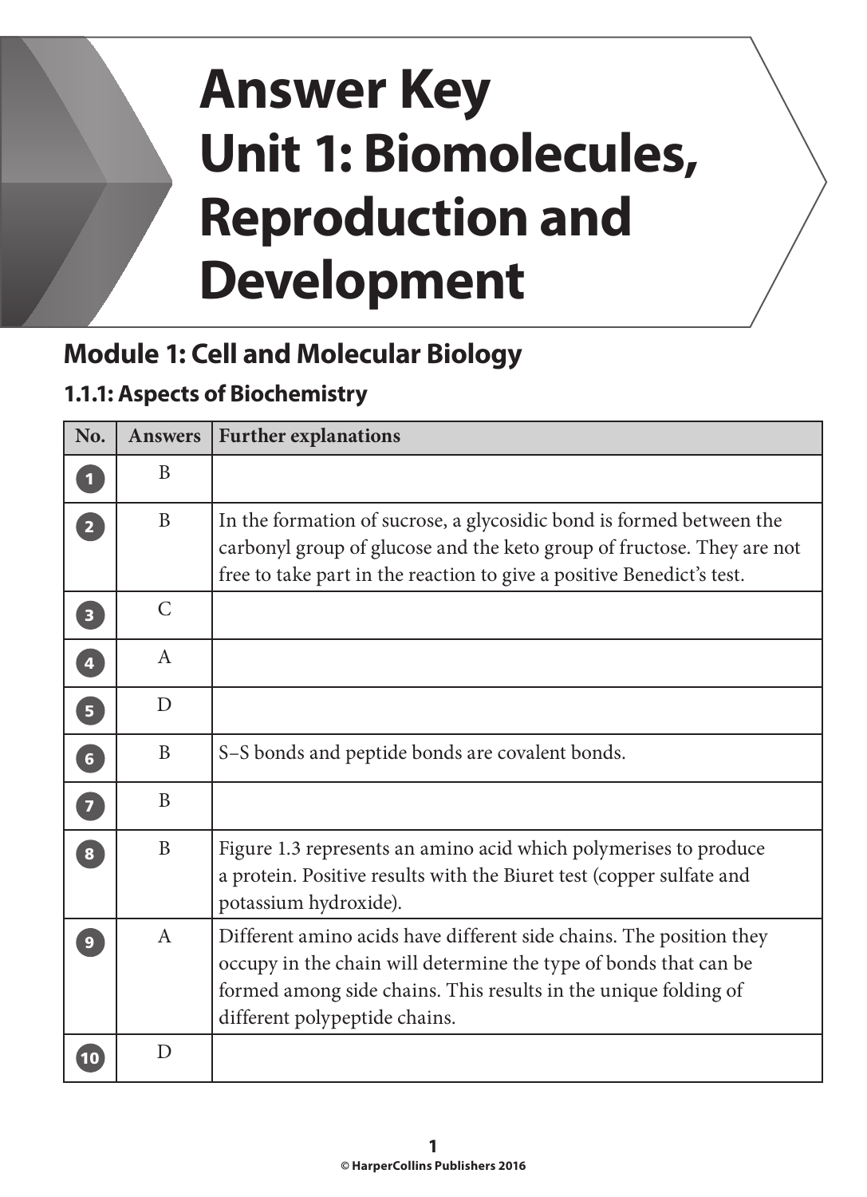# Answer Key
# Unit 1: Biomolecules, Reproduction and Development

## Module 1: Cell and Molecular Biology

### 1.1.1: Aspects of Biochemistry

| No. | Answers | Further explanations |
|---|---|---|
| 1 | B | |
| 2 | B | In the formation of sucrose, a glycosidic bond is formed between the carbonyl group of glucose and the keto group of fructose. They are not free to take part in the reaction to give a positive Benedict's test. |
| 3 | C | |
| 4 | A | |
| 5 | D | |
| 6 | B | S–S bonds and peptide bonds are covalent bonds. |
| 7 | B | |
| 8 | B | Figure 1.3 represents an amino acid which polymerises to produce a protein. Positive results with the Biuret test (copper sulfate and potassium hydroxide). |
| 9 | A | Different amino acids have different side chains. The position they occupy in the chain will determine the type of bonds that can be formed among side chains. This results in the unique folding of different polypeptide chains. |
| 10 | D | |

© HarperCollins Publishers 2016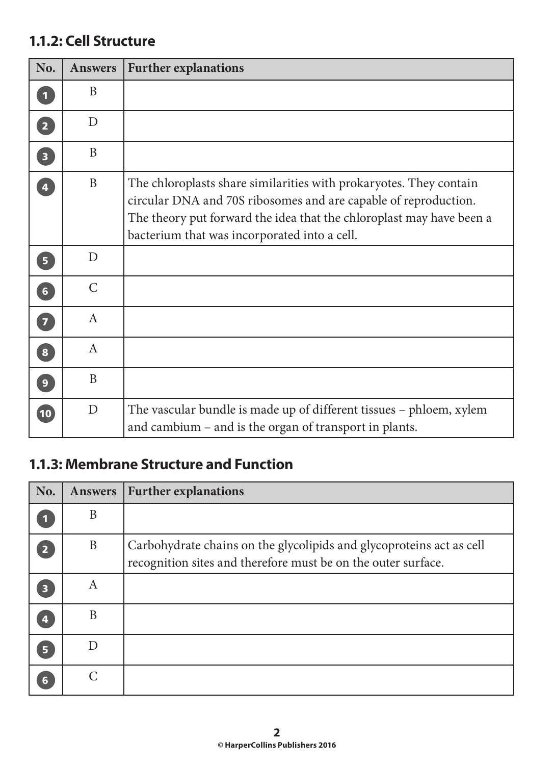## 1.1.2: Cell Structure

| No. | Answers | Further explanations |
| --- | --- | --- |
| 1 | B | |
| 2 | D | |
| 3 | B | |
| 4 | B | The chloroplasts share similarities with prokaryotes. They contain circular DNA and 70S ribosomes and are capable of reproduction. The theory put forward the idea that the chloroplast may have been a bacterium that was incorporated into a cell. |
| 5 | D | |
| 6 | C | |
| 7 | A | |
| 8 | A | |
| 9 | B | |
| 10 | D | The vascular bundle is made up of different tissues – phloem, xylem and cambium – and is the organ of transport in plants. |

## 1.1.3: Membrane Structure and Function

| No. | Answers | Further explanations |
| --- | --- | --- |
| 1 | B | |
| 2 | B | Carbohydrate chains on the glycolipids and glycoproteins act as cell recognition sites and therefore must be on the outer surface. |
| 3 | A | |
| 4 | B | |
| 5 | D | |
| 6 | C | |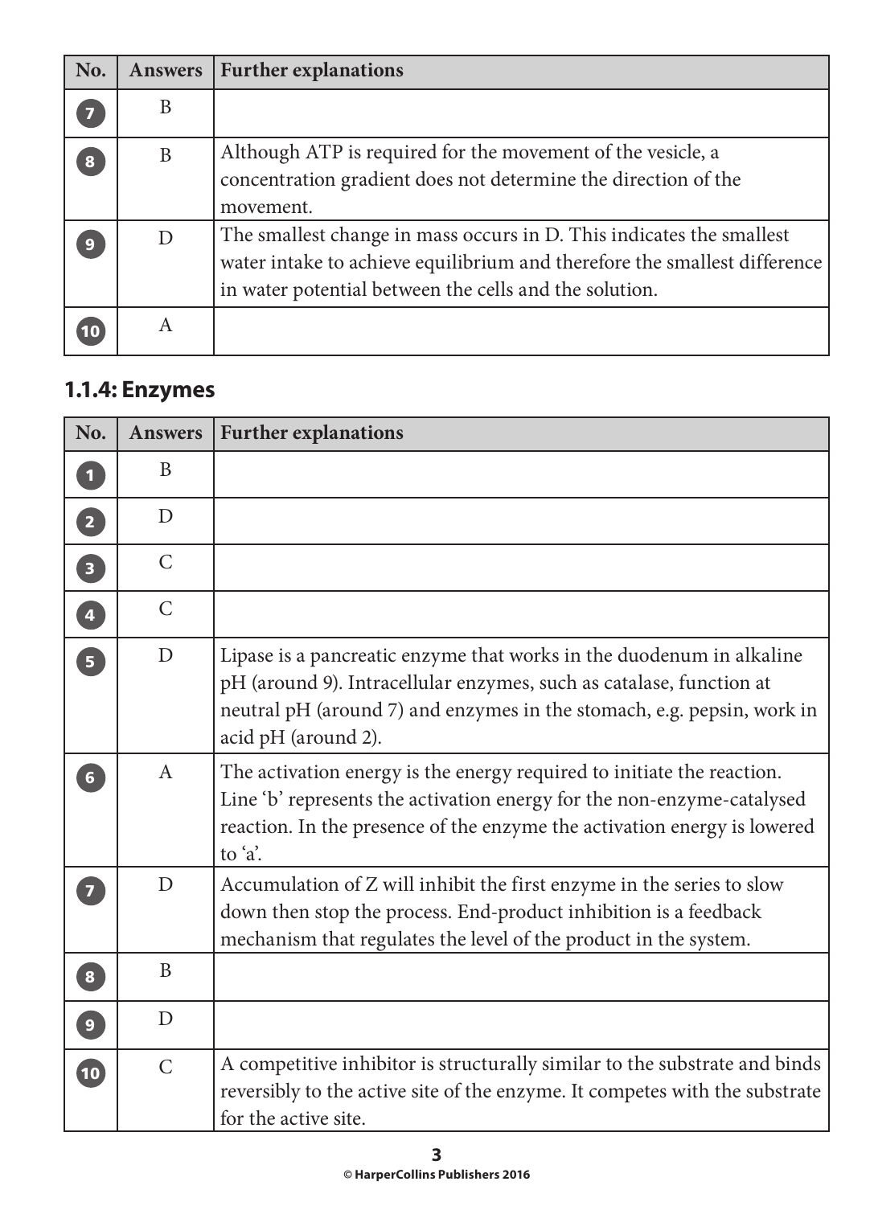| No. | Answers | Further explanations |
|---|---|---|
| 7 | B | |
| 8 | B | Although ATP is required for the movement of the vesicle, a concentration gradient does not determine the direction of the movement. |
| 9 | D | The smallest change in mass occurs in D. This indicates the smallest water intake to achieve equilibrium and therefore the smallest difference in water potential between the cells and the solution. |
| 10 | A | |

## 1.1.4: Enzymes

| No. | Answers | Further explanations |
|---|---|---|
| 1 | B | |
| 2 | D | |
| 3 | C | |
| 4 | C | |
| 5 | D | Lipase is a pancreatic enzyme that works in the duodenum in alkaline pH (around 9). Intracellular enzymes, such as catalase, function at neutral pH (around 7) and enzymes in the stomach, e.g. pepsin, work in acid pH (around 2). |
| 6 | A | The activation energy is the energy required to initiate the reaction. Line 'b' represents the activation energy for the non-enzyme-catalysed reaction. In the presence of the enzyme the activation energy is lowered to 'a'. |
| 7 | D | Accumulation of Z will inhibit the first enzyme in the series to slow down then stop the process. End-product inhibition is a feedback mechanism that regulates the level of the product in the system. |
| 8 | B | |
| 9 | D | |
| 10 | C | A competitive inhibitor is structurally similar to the substrate and binds reversibly to the active site of the enzyme. It competes with the substrate for the active site. |

© HarperCollins Publishers 2016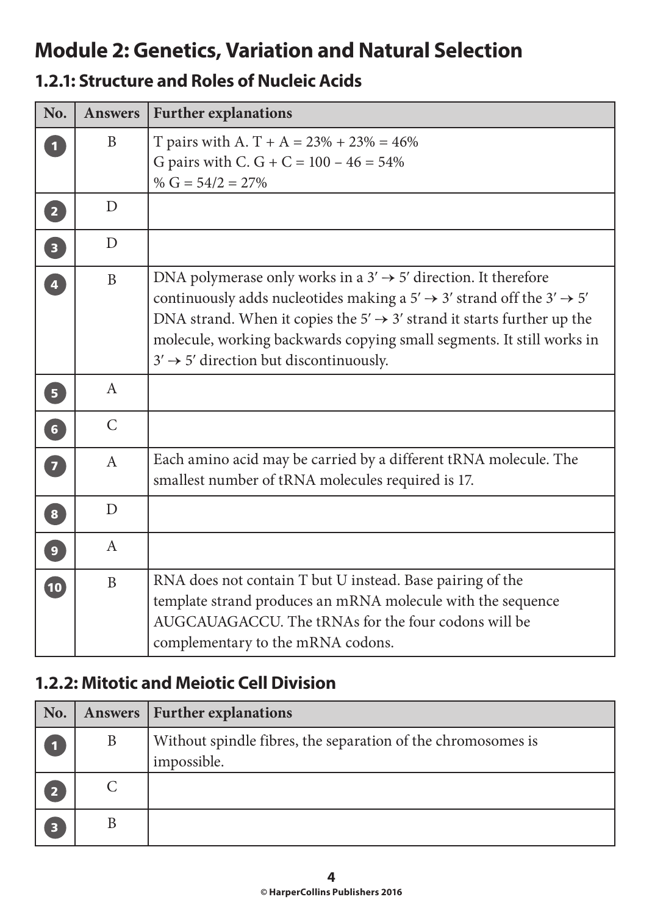# Module 2: Genetics, Variation and Natural Selection

## 1.2.1: Structure and Roles of Nucleic Acids

| No. | Answers | Further explanations |
|---|---|---|
| 1 | B | T pairs with A. T + A = 23% + 23% = 46%<br>G pairs with C. G + C = 100 − 46 = 54%<br>% G = 54/2 = 27% |
| 2 | D | |
| 3 | D | |
| 4 | B | DNA polymerase only works in a 3′ → 5′ direction. It therefore continuously adds nucleotides making a 5′ → 3′ strand off the 3′ → 5′ DNA strand. When it copies the 5′ → 3′ strand it starts further up the molecule, working backwards copying small segments. It still works in 3′ → 5′ direction but discontinuously. |
| 5 | A | |
| 6 | C | |
| 7 | A | Each amino acid may be carried by a different tRNA molecule. The smallest number of tRNA molecules required is 17. |
| 8 | D | |
| 9 | A | |
| 10 | B | RNA does not contain T but U instead. Base pairing of the template strand produces an mRNA molecule with the sequence AUGCAUAGACCU. The tRNAs for the four codons will be complementary to the mRNA codons. |

## 1.2.2: Mitotic and Meiotic Cell Division

| No. | Answers | Further explanations |
|---|---|---|
| 1 | B | Without spindle fibres, the separation of the chromosomes is impossible. |
| 2 | C | |
| 3 | B | |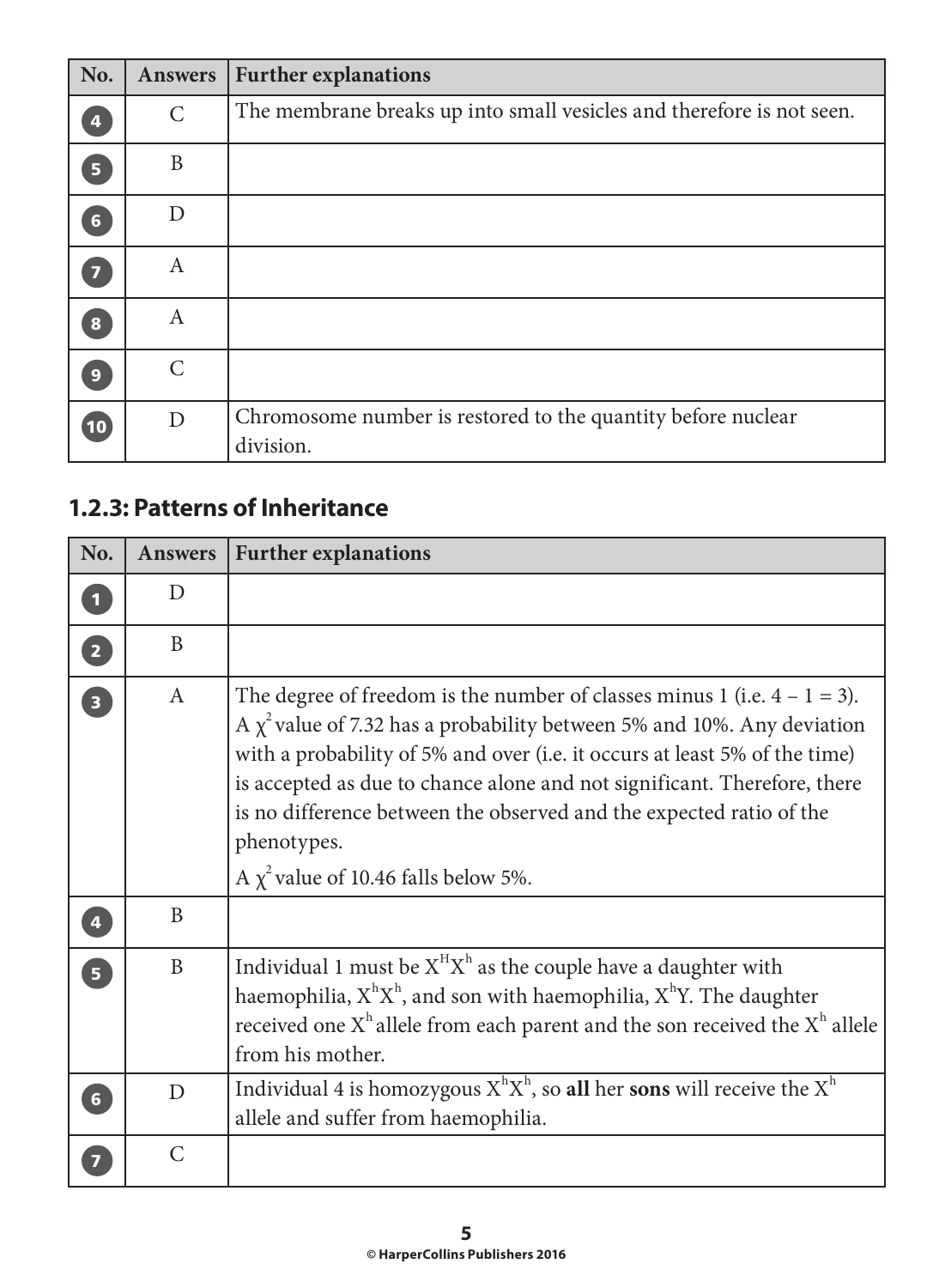| No. | Answers | Further explanations |
|---|---|---|
| 4 | C | The membrane breaks up into small vesicles and therefore is not seen. |
| 5 | B | |
| 6 | D | |
| 7 | A | |
| 8 | A | |
| 9 | C | |
| 10 | D | Chromosome number is restored to the quantity before nuclear division. |

## 1.2.3: Patterns of Inheritance

| No. | Answers | Further explanations |
|---|---|---|
| 1 | D | |
| 2 | B | |
| 3 | A | The degree of freedom is the number of classes minus 1 (i.e. $4 - 1 = 3$). A $\chi^2$ value of 7.32 has a probability between 5% and 10%. Any deviation with a probability of 5% and over (i.e. it occurs at least 5% of the time) is accepted as due to chance alone and not significant. Therefore, there is no difference between the observed and the expected ratio of the phenotypes. A $\chi^2$ value of 10.46 falls below 5%. |
| 4 | B | |
| 5 | B | Individual 1 must be $X^HX^h$ as the couple have a daughter with haemophilia, $X^hX^h$, and son with haemophilia, $X^hY$. The daughter received one $X^h$ allele from each parent and the son received the $X^h$ allele from his mother. |
| 6 | D | Individual 4 is homozygous $X^hX^h$, so **all** her **sons** will receive the $X^h$ allele and suffer from haemophilia. |
| 7 | C | |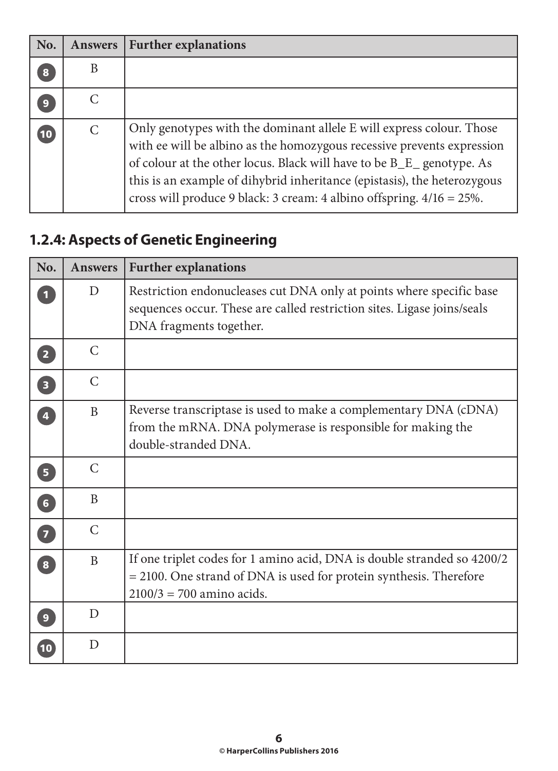| No. | Answers | Further explanations |
|---|---|---|
| 8 | B | |
| 9 | C | |
| 10 | C | Only genotypes with the dominant allele E will express colour. Those with ee will be albino as the homozygous recessive prevents expression of colour at the other locus. Black will have to be B_E_ genotype. As this is an example of dihybrid inheritance (epistasis), the heterozygous cross will produce 9 black: 3 cream: 4 albino offspring. 4/16 = 25%. |

## 1.2.4: Aspects of Genetic Engineering

| No. | Answers | Further explanations |
|---|---|---|
| 1 | D | Restriction endonucleases cut DNA only at points where specific base sequences occur. These are called restriction sites. Ligase joins/seals DNA fragments together. |
| 2 | C | |
| 3 | C | |
| 4 | B | Reverse transcriptase is used to make a complementary DNA (cDNA) from the mRNA. DNA polymerase is responsible for making the double-stranded DNA. |
| 5 | C | |
| 6 | B | |
| 7 | C | |
| 8 | B | If one triplet codes for 1 amino acid, DNA is double stranded so 4200/2 = 2100. One strand of DNA is used for protein synthesis. Therefore 2100/3 = 700 amino acids. |
| 9 | D | |
| 10 | D | |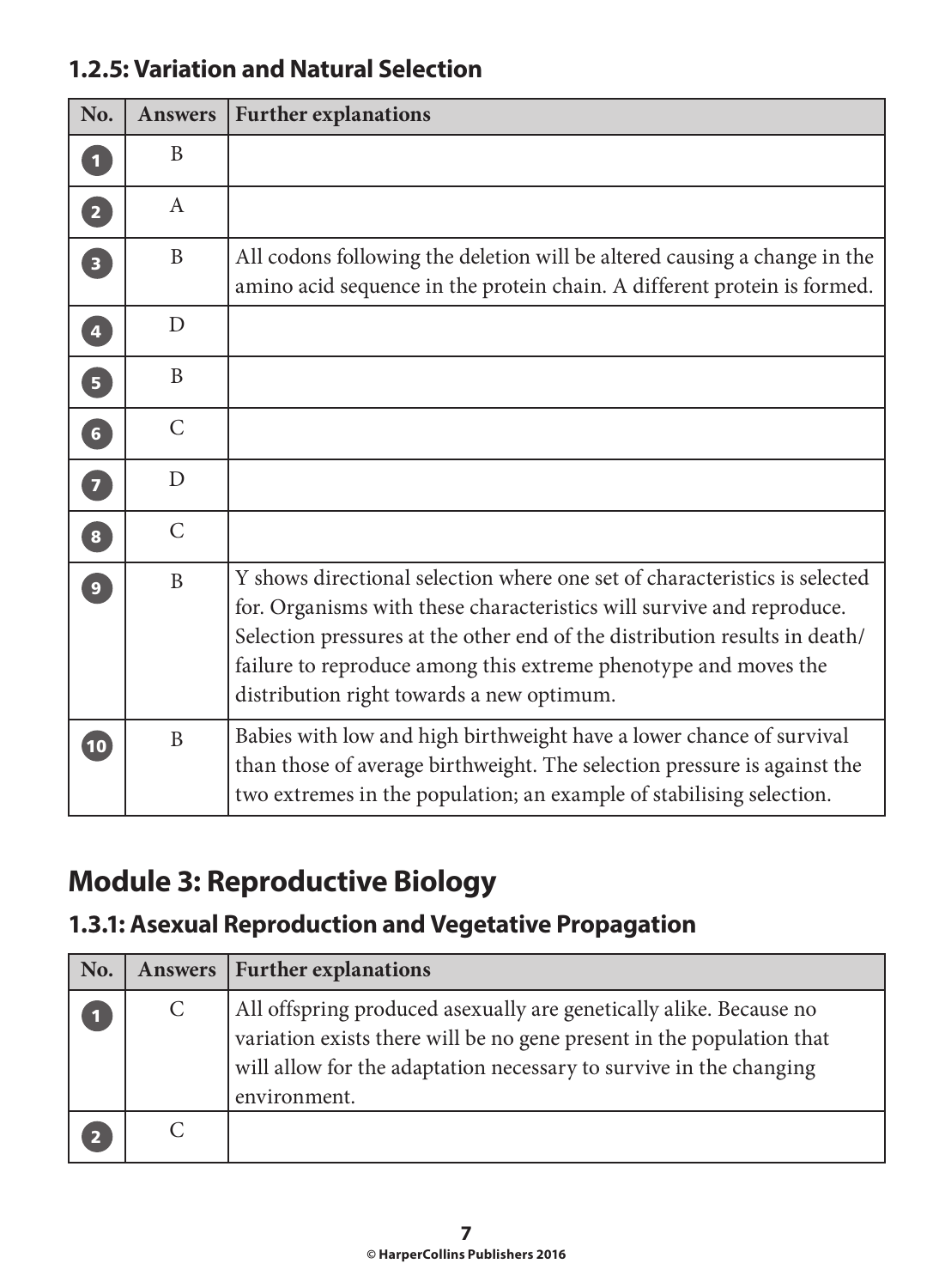### 1.2.5: Variation and Natural Selection

| No. | Answers | Further explanations |
|---|---|---|
| 1 | B | |
| 2 | A | |
| 3 | B | All codons following the deletion will be altered causing a change in the amino acid sequence in the protein chain. A different protein is formed. |
| 4 | D | |
| 5 | B | |
| 6 | C | |
| 7 | D | |
| 8 | C | |
| 9 | B | Y shows directional selection where one set of characteristics is selected for. Organisms with these characteristics will survive and reproduce. Selection pressures at the other end of the distribution results in death/failure to reproduce among this extreme phenotype and moves the distribution right towards a new optimum. |
| 10 | B | Babies with low and high birthweight have a lower chance of survival than those of average birthweight. The selection pressure is against the two extremes in the population; an example of stabilising selection. |

## Module 3: Reproductive Biology

### 1.3.1: Asexual Reproduction and Vegetative Propagation

| No. | Answers | Further explanations |
|---|---|---|
| 1 | C | All offspring produced asexually are genetically alike. Because no variation exists there will be no gene present in the population that will allow for the adaptation necessary to survive in the changing environment. |
| 2 | C | |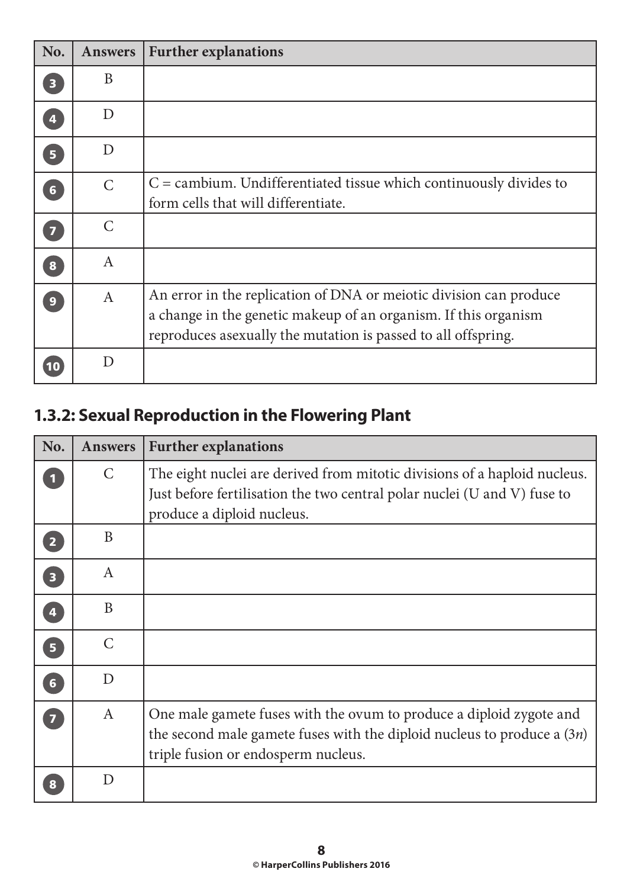| No. | Answers | Further explanations |
|---|---|---|
| 3 | B | |
| 4 | D | |
| 5 | D | |
| 6 | C | C = cambium. Undifferentiated tissue which continuously divides to form cells that will differentiate. |
| 7 | C | |
| 8 | A | |
| 9 | A | An error in the replication of DNA or meiotic division can produce a change in the genetic makeup of an organism. If this organism reproduces asexually the mutation is passed to all offspring. |
| 10 | D | |

## 1.3.2: Sexual Reproduction in the Flowering Plant

| No. | Answers | Further explanations |
|---|---|---|
| 1 | C | The eight nuclei are derived from mitotic divisions of a haploid nucleus. Just before fertilisation the two central polar nuclei (U and V) fuse to produce a diploid nucleus. |
| 2 | B | |
| 3 | A | |
| 4 | B | |
| 5 | C | |
| 6 | D | |
| 7 | A | One male gamete fuses with the ovum to produce a diploid zygote and the second male gamete fuses with the diploid nucleus to produce a ($3n$) triple fusion or endosperm nucleus. |
| 8 | D | |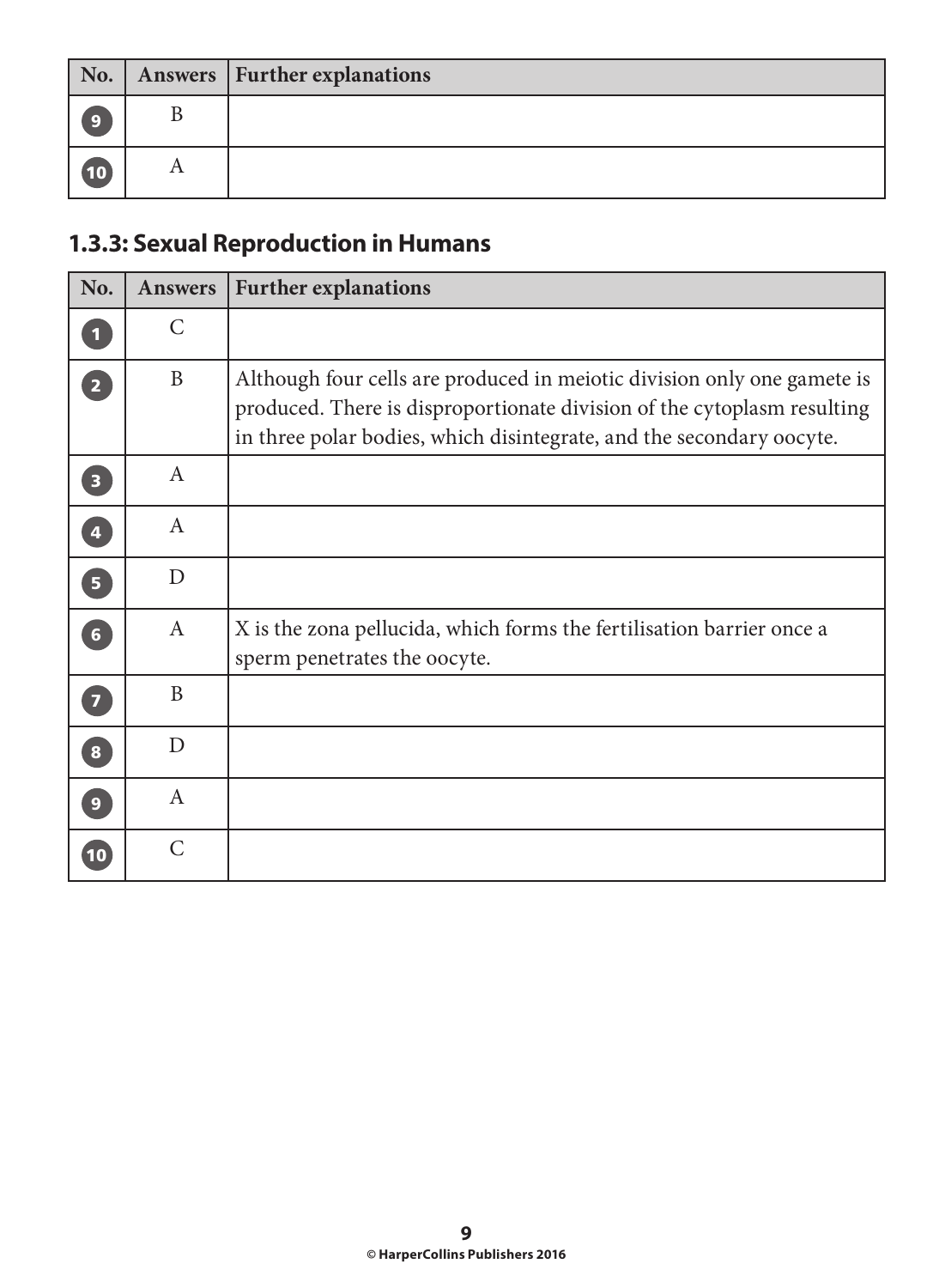| No. | Answers | Further explanations |
|---|---|---|
| 9 | B | |
| 10 | A | |

### 1.3.3: Sexual Reproduction in Humans

| No. | Answers | Further explanations |
|---|---|---|
| 1 | C | |
| 2 | B | Although four cells are produced in meiotic division only one gamete is produced. There is disproportionate division of the cytoplasm resulting in three polar bodies, which disintegrate, and the secondary oocyte. |
| 3 | A | |
| 4 | A | |
| 5 | D | |
| 6 | A | X is the zona pellucida, which forms the fertilisation barrier once a sperm penetrates the oocyte. |
| 7 | B | |
| 8 | D | |
| 9 | A | |
| 10 | C | |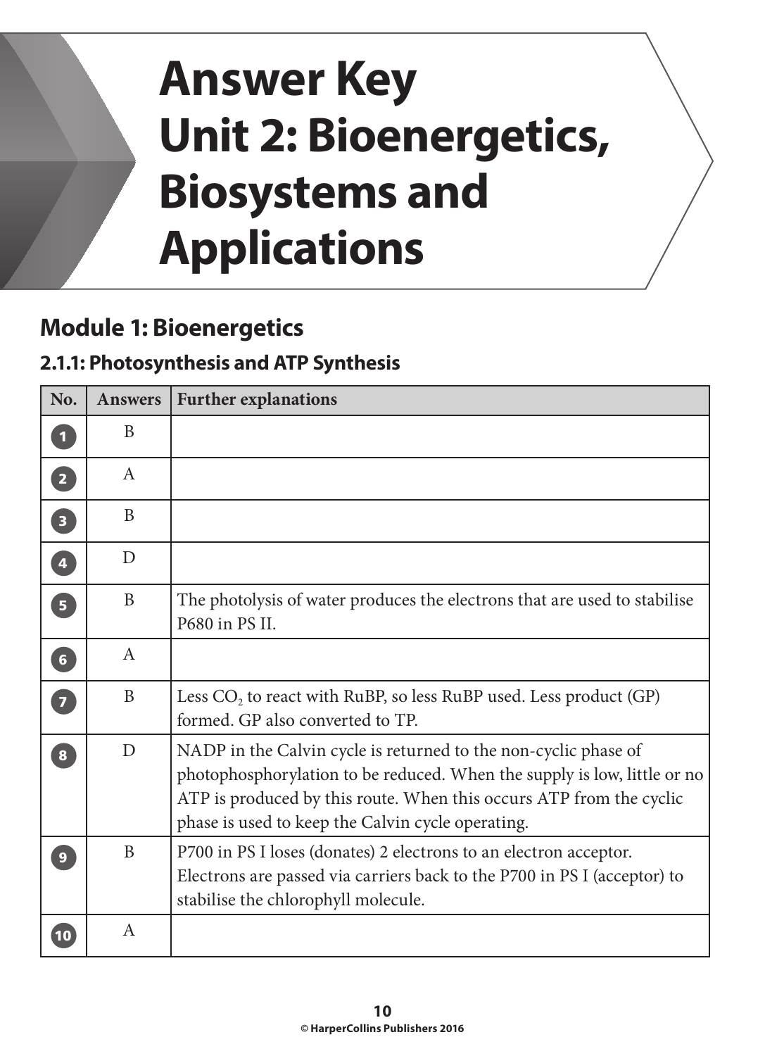# Answer Key
# Unit 2: Bioenergetics, Biosystems and Applications

## Module 1: Bioenergetics

### 2.1.1: Photosynthesis and ATP Synthesis

| No. | Answers | Further explanations |
|---|---|---|
| 1 | B | |
| 2 | A | |
| 3 | B | |
| 4 | D | |
| 5 | B | The photolysis of water produces the electrons that are used to stabilise P680 in PS II. |
| 6 | A | |
| 7 | B | Less $CO_2$ to react with RuBP, so less RuBP used. Less product (GP) formed. GP also converted to TP. |
| 8 | D | NADP in the Calvin cycle is returned to the non-cyclic phase of photophosphorylation to be reduced. When the supply is low, little or no ATP is produced by this route. When this occurs ATP from the cyclic phase is used to keep the Calvin cycle operating. |
| 9 | B | P700 in PS I loses (donates) 2 electrons to an electron acceptor. Electrons are passed via carriers back to the P700 in PS I (acceptor) to stabilise the chlorophyll molecule. |
| 10 | A | |

© HarperCollins Publishers 2016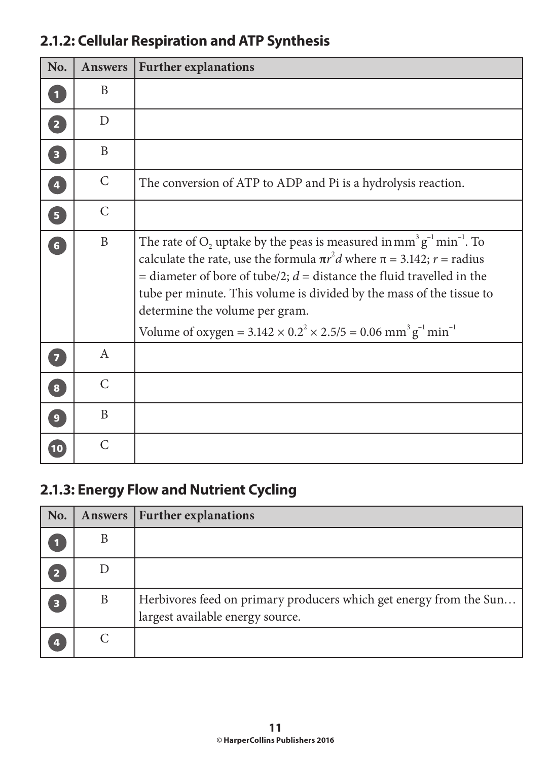## 2.1.2: Cellular Respiration and ATP Synthesis

| No. | Answers | Further explanations |
|---|---|---|
| 1 | B | |
| 2 | D | |
| 3 | B | |
| 4 | C | The conversion of ATP to ADP and Pi is a hydrolysis reaction. |
| 5 | C | |
| 6 | B | The rate of $O_2$ uptake by the peas is measured in $mm^3\,g^{-1}\,min^{-1}$. To calculate the rate, use the formula $\pi r^2 d$ where $\pi = 3.142$; $r$ = radius = diameter of bore of tube/2; $d$ = distance the fluid travelled in the tube per minute. This volume is divided by the mass of the tissue to determine the volume per gram. Volume of oxygen = $3.142 \times 0.2^2 \times 2.5/5 = 0.06\ mm^3\,g^{-1}\,min^{-1}$ |
| 7 | A | |
| 8 | C | |
| 9 | B | |
| 10 | C | |

## 2.1.3: Energy Flow and Nutrient Cycling

| No. | Answers | Further explanations |
|---|---|---|
| 1 | B | |
| 2 | D | |
| 3 | B | Herbivores feed on primary producers which get energy from the Sun… largest available energy source. |
| 4 | C | |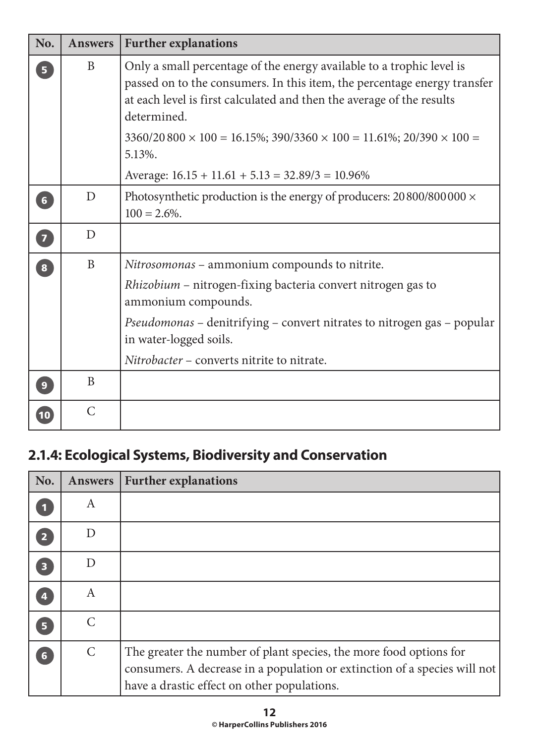| No. | Answers | Further explanations |
|---|---|---|
| 5 | B | Only a small percentage of the energy available to a trophic level is passed on to the consumers. In this item, the percentage energy transfer at each level is first calculated and then the average of the results determined.<br>3360/20 800 × 100 = 16.15%; 390/3360 × 100 = 11.61%; 20/390 × 100 = 5.13%.<br>Average: 16.15 + 11.61 + 5.13 = 32.89/3 = 10.96% |
| 6 | D | Photosynthetic production is the energy of producers: 20 800/800 000 × 100 = 2.6%. |
| 7 | D | |
| 8 | B | *Nitrosomonas* – ammonium compounds to nitrite.<br>*Rhizobium* – nitrogen-fixing bacteria convert nitrogen gas to ammonium compounds.<br>*Pseudomonas* – denitrifying – convert nitrates to nitrogen gas – popular in water-logged soils.<br>*Nitrobacter* – converts nitrite to nitrate. |
| 9 | B | |
| 10 | C | |

## 2.1.4: Ecological Systems, Biodiversity and Conservation

| No. | Answers | Further explanations |
|---|---|---|
| 1 | A | |
| 2 | D | |
| 3 | D | |
| 4 | A | |
| 5 | C | |
| 6 | C | The greater the number of plant species, the more food options for consumers. A decrease in a population or extinction of a species will not have a drastic effect on other populations. |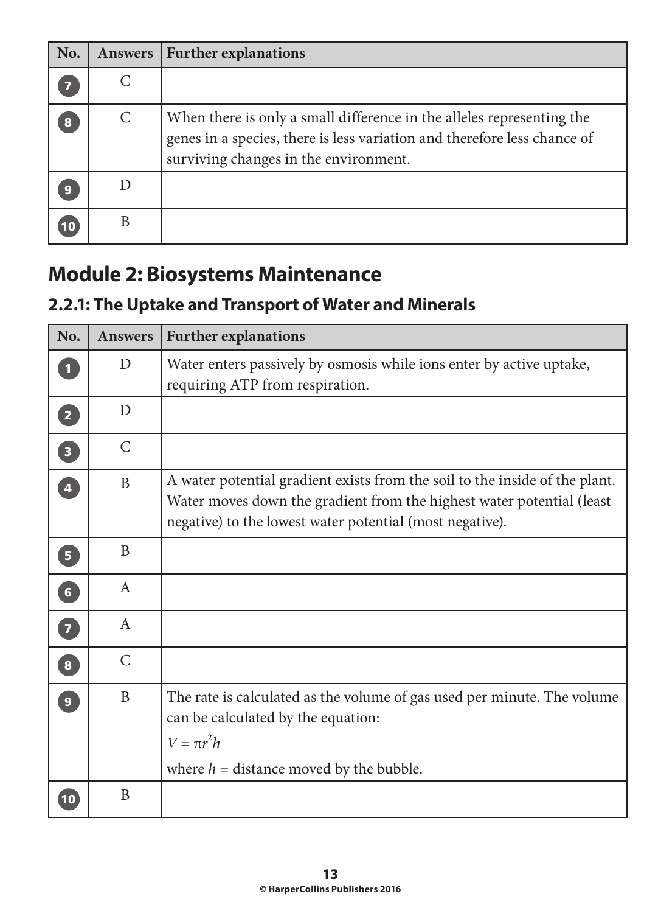| No. | Answers | Further explanations |
|---|---|---|
| 7 | C | |
| 8 | C | When there is only a small difference in the alleles representing the genes in a species, there is less variation and therefore less chance of surviving changes in the environment. |
| 9 | D | |
| 10 | B | |

## Module 2: Biosystems Maintenance

### 2.2.1: The Uptake and Transport of Water and Minerals

| No. | Answers | Further explanations |
|---|---|---|
| 1 | D | Water enters passively by osmosis while ions enter by active uptake, requiring ATP from respiration. |
| 2 | D | |
| 3 | C | |
| 4 | B | A water potential gradient exists from the soil to the inside of the plant. Water moves down the gradient from the highest water potential (least negative) to the lowest water potential (most negative). |
| 5 | B | |
| 6 | A | |
| 7 | A | |
| 8 | C | |
| 9 | B | The rate is calculated as the volume of gas used per minute. The volume can be calculated by the equation: $V = \pi r^2 h$ where $h$ = distance moved by the bubble. |
| 10 | B | |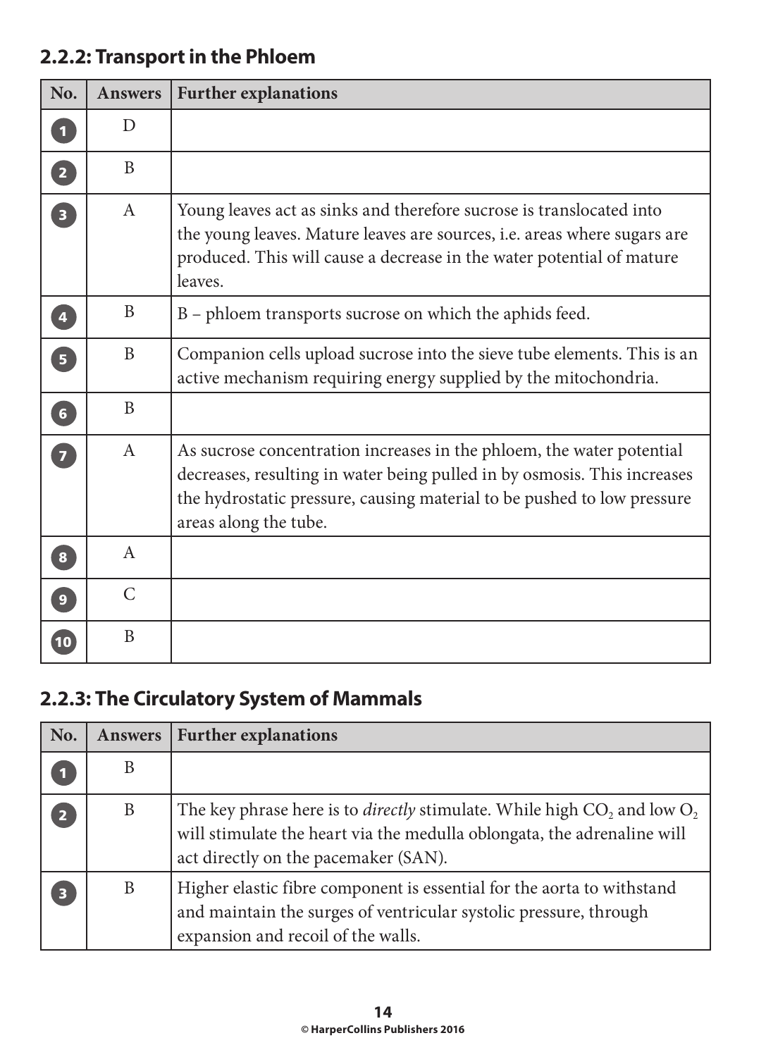## 2.2.2: Transport in the Phloem

| No. | Answers | Further explanations |
|---|---|---|
| 1 | D | |
| 2 | B | |
| 3 | A | Young leaves act as sinks and therefore sucrose is translocated into the young leaves. Mature leaves are sources, i.e. areas where sugars are produced. This will cause a decrease in the water potential of mature leaves. |
| 4 | B | B – phloem transports sucrose on which the aphids feed. |
| 5 | B | Companion cells upload sucrose into the sieve tube elements. This is an active mechanism requiring energy supplied by the mitochondria. |
| 6 | B | |
| 7 | A | As sucrose concentration increases in the phloem, the water potential decreases, resulting in water being pulled in by osmosis. This increases the hydrostatic pressure, causing material to be pushed to low pressure areas along the tube. |
| 8 | A | |
| 9 | C | |
| 10 | B | |

## 2.2.3: The Circulatory System of Mammals

| No. | Answers | Further explanations |
|---|---|---|
| 1 | B | |
| 2 | B | The key phrase here is to *directly* stimulate. While high $CO_2$ and low $O_2$ will stimulate the heart via the medulla oblongata, the adrenaline will act directly on the pacemaker (SAN). |
| 3 | B | Higher elastic fibre component is essential for the aorta to withstand and maintain the surges of ventricular systolic pressure, through expansion and recoil of the walls. |

© HarperCollins Publishers 2016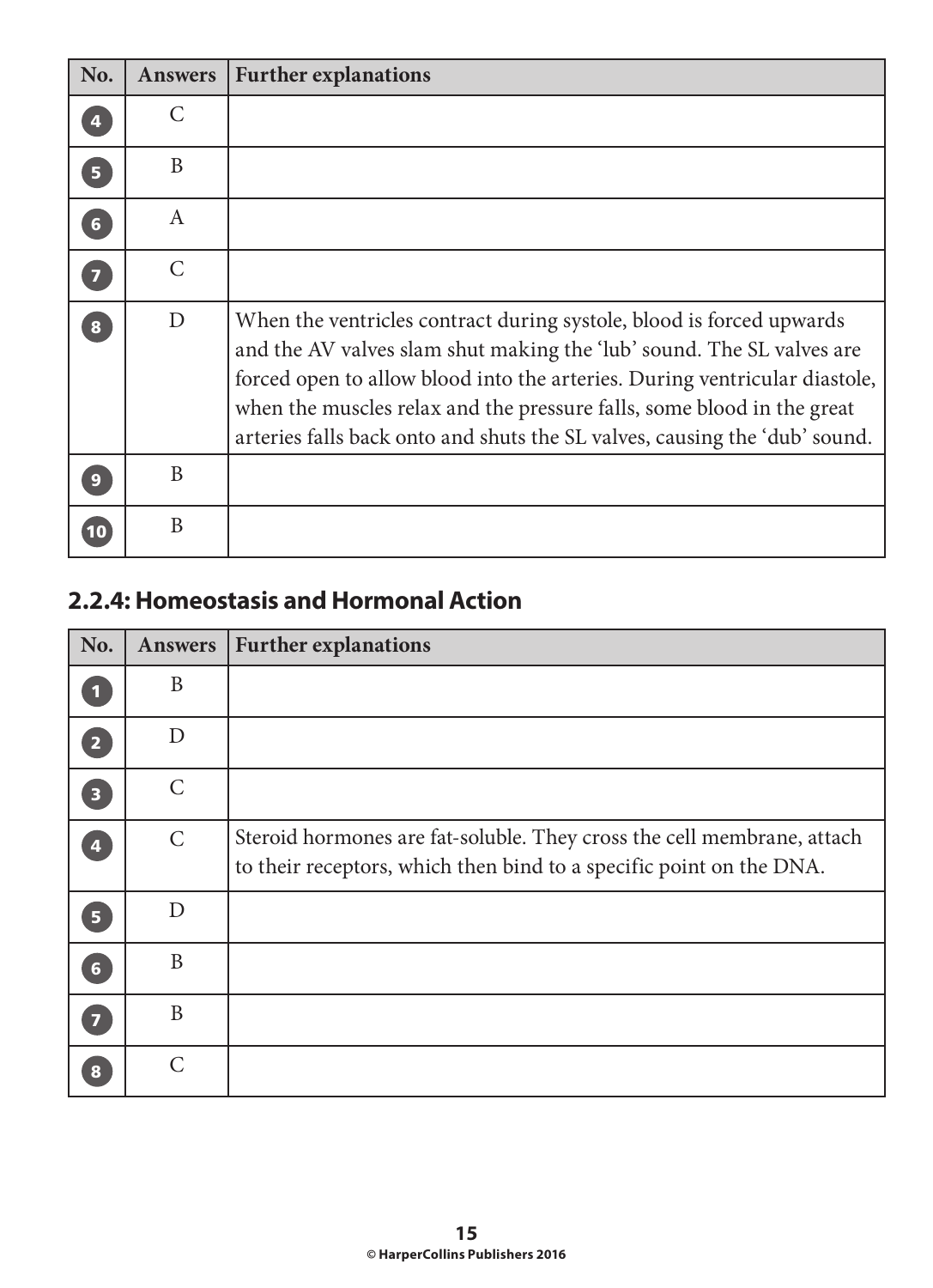| No. | Answers | Further explanations |
|---|---|---|
| 4 | C | |
| 5 | B | |
| 6 | A | |
| 7 | C | |
| 8 | D | When the ventricles contract during systole, blood is forced upwards and the AV valves slam shut making the 'lub' sound. The SL valves are forced open to allow blood into the arteries. During ventricular diastole, when the muscles relax and the pressure falls, some blood in the great arteries falls back onto and shuts the SL valves, causing the 'dub' sound. |
| 9 | B | |
| 10 | B | |

## 2.2.4: Homeostasis and Hormonal Action

| No. | Answers | Further explanations |
|---|---|---|
| 1 | B | |
| 2 | D | |
| 3 | C | |
| 4 | C | Steroid hormones are fat-soluble. They cross the cell membrane, attach to their receptors, which then bind to a specific point on the DNA. |
| 5 | D | |
| 6 | B | |
| 7 | B | |
| 8 | C | |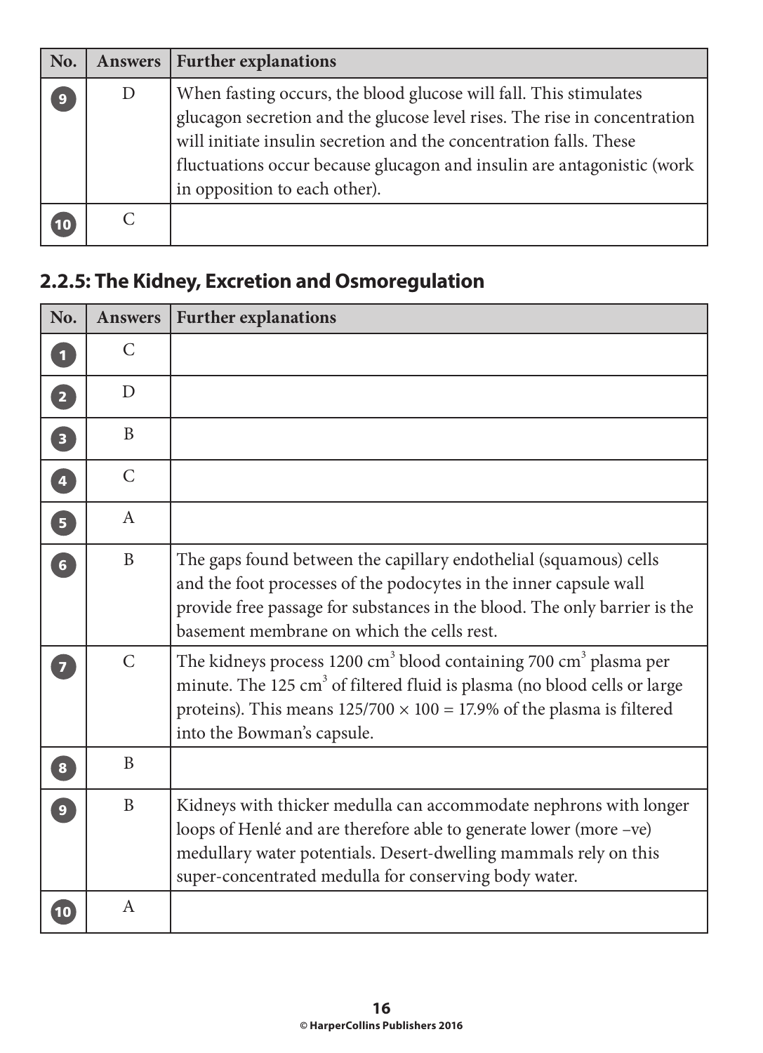| No. | Answers | Further explanations |
|---|---|---|
| 9 | D | When fasting occurs, the blood glucose will fall. This stimulates glucagon secretion and the glucose level rises. The rise in concentration will initiate insulin secretion and the concentration falls. These fluctuations occur because glucagon and insulin are antagonistic (work in opposition to each other). |
| 10 | C | |

## 2.2.5: The Kidney, Excretion and Osmoregulation

| No. | Answers | Further explanations |
|---|---|---|
| 1 | C | |
| 2 | D | |
| 3 | B | |
| 4 | C | |
| 5 | A | |
| 6 | B | The gaps found between the capillary endothelial (squamous) cells and the foot processes of the podocytes in the inner capsule wall provide free passage for substances in the blood. The only barrier is the basement membrane on which the cells rest. |
| 7 | C | The kidneys process 1200 $cm^3$ blood containing 700 $cm^3$ plasma per minute. The 125 $cm^3$ of filtered fluid is plasma (no blood cells or large proteins). This means $125/700 \times 100 = 17.9\%$ of the plasma is filtered into the Bowman's capsule. |
| 8 | B | |
| 9 | B | Kidneys with thicker medulla can accommodate nephrons with longer loops of Henlé and are therefore able to generate lower (more –ve) medullary water potentials. Desert-dwelling mammals rely on this super-concentrated medulla for conserving body water. |
| 10 | A | |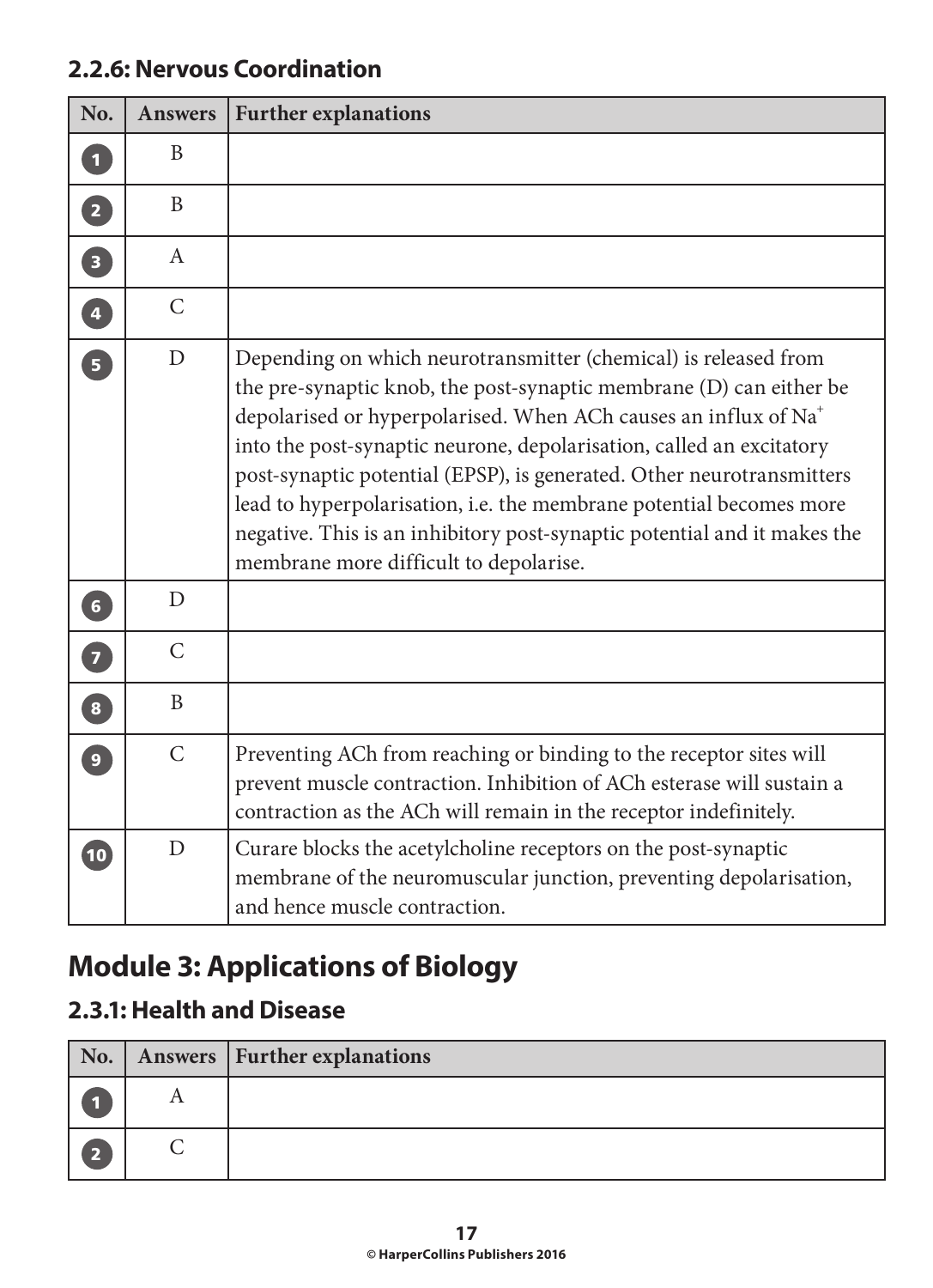### 2.2.6: Nervous Coordination

| No. | Answers | Further explanations |
|---|---|---|
| 1 | B | |
| 2 | B | |
| 3 | A | |
| 4 | C | |
| 5 | D | Depending on which neurotransmitter (chemical) is released from the pre-synaptic knob, the post-synaptic membrane (D) can either be depolarised or hyperpolarised. When ACh causes an influx of $Na^+$ into the post-synaptic neurone, depolarisation, called an excitatory post-synaptic potential (EPSP), is generated. Other neurotransmitters lead to hyperpolarisation, i.e. the membrane potential becomes more negative. This is an inhibitory post-synaptic potential and it makes the membrane more difficult to depolarise. |
| 6 | D | |
| 7 | C | |
| 8 | B | |
| 9 | C | Preventing ACh from reaching or binding to the receptor sites will prevent muscle contraction. Inhibition of ACh esterase will sustain a contraction as the ACh will remain in the receptor indefinitely. |
| 10 | D | Curare blocks the acetylcholine receptors on the post-synaptic membrane of the neuromuscular junction, preventing depolarisation, and hence muscle contraction. |

## Module 3: Applications of Biology

### 2.3.1: Health and Disease

| No. | Answers | Further explanations |
|---|---|---|
| 1 | A | |
| 2 | C | |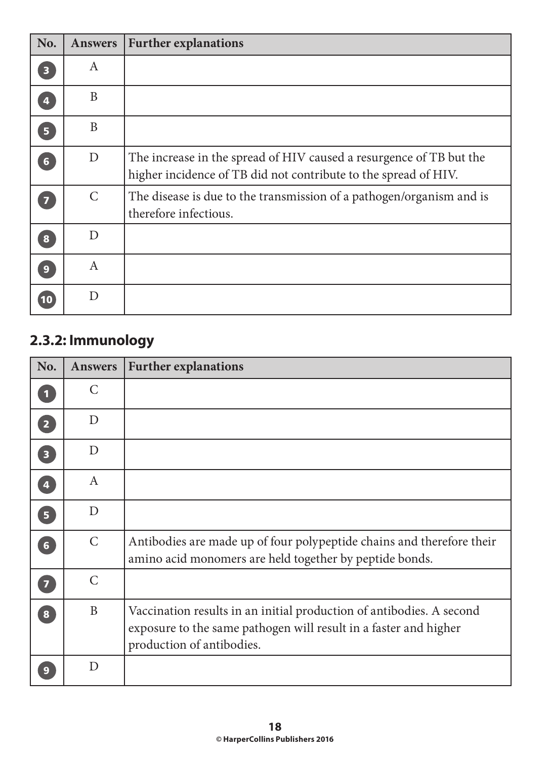| No. | Answers | Further explanations |
|---|---|---|
| 3 | A | |
| 4 | B | |
| 5 | B | |
| 6 | D | The increase in the spread of HIV caused a resurgence of TB but the higher incidence of TB did not contribute to the spread of HIV. |
| 7 | C | The disease is due to the transmission of a pathogen/organism and is therefore infectious. |
| 8 | D | |
| 9 | A | |
| 10 | D | |

## 2.3.2: Immunology

| No. | Answers | Further explanations |
|---|---|---|
| 1 | C | |
| 2 | D | |
| 3 | D | |
| 4 | A | |
| 5 | D | |
| 6 | C | Antibodies are made up of four polypeptide chains and therefore their amino acid monomers are held together by peptide bonds. |
| 7 | C | |
| 8 | B | Vaccination results in an initial production of antibodies. A second exposure to the same pathogen will result in a faster and higher production of antibodies. |
| 9 | D | |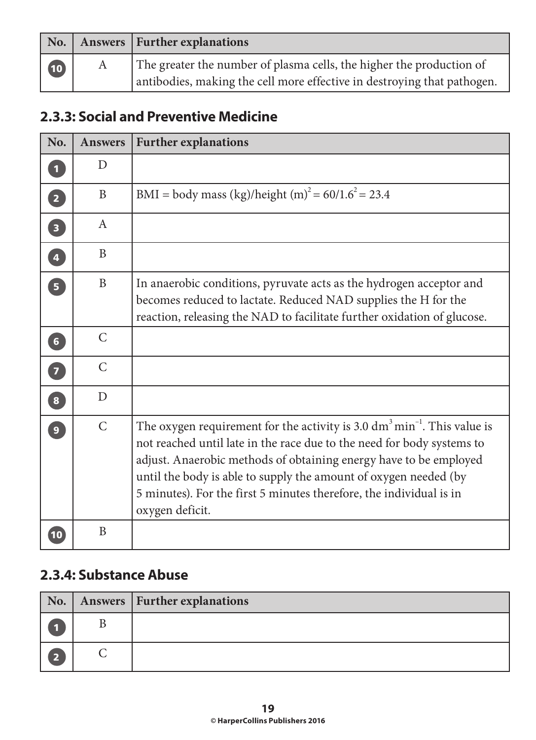| No. | Answers | Further explanations |
|---|---|---|
| 10 | A | The greater the number of plasma cells, the higher the production of antibodies, making the cell more effective in destroying that pathogen. |

## 2.3.3: Social and Preventive Medicine

| No. | Answers | Further explanations |
|---|---|---|
| 1 | D | |
| 2 | B | BMI = body mass (kg)/height $(m)^2 = 60/1.6^2 = 23.4$ |
| 3 | A | |
| 4 | B | |
| 5 | B | In anaerobic conditions, pyruvate acts as the hydrogen acceptor and becomes reduced to lactate. Reduced NAD supplies the H for the reaction, releasing the NAD to facilitate further oxidation of glucose. |
| 6 | C | |
| 7 | C | |
| 8 | D | |
| 9 | C | The oxygen requirement for the activity is 3.0 $dm^3 \, min^{-1}$. This value is not reached until late in the race due to the need for body systems to adjust. Anaerobic methods of obtaining energy have to be employed until the body is able to supply the amount of oxygen needed (by 5 minutes). For the first 5 minutes therefore, the individual is in oxygen deficit. |
| 10 | B | |

## 2.3.4: Substance Abuse

| No. | Answers | Further explanations |
|---|---|---|
| 1 | B | |
| 2 | C | |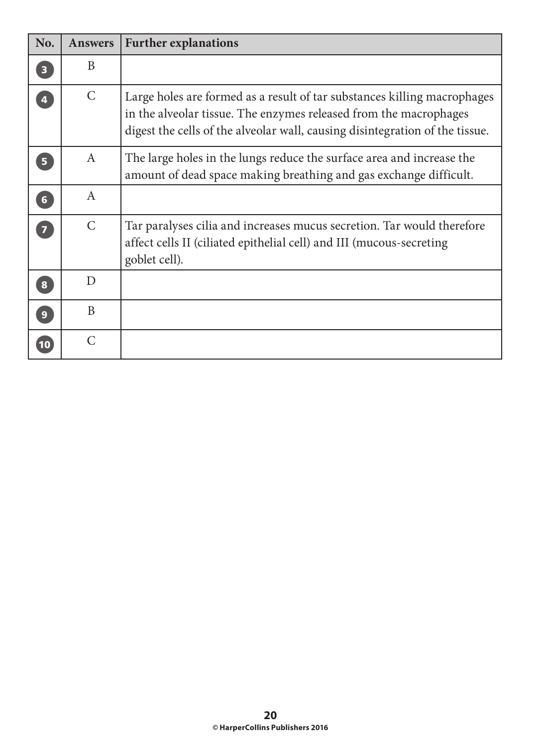| No. | Answers | Further explanations |
| --- | --- | --- |
| 3 | B | |
| 4 | C | Large holes are formed as a result of tar substances killing macrophages in the alveolar tissue. The enzymes released from the macrophages digest the cells of the alveolar wall, causing disintegration of the tissue. |
| 5 | A | The large holes in the lungs reduce the surface area and increase the amount of dead space making breathing and gas exchange difficult. |
| 6 | A | |
| 7 | C | Tar paralyses cilia and increases mucus secretion. Tar would therefore affect cells II (ciliated epithelial cell) and III (mucous-secreting goblet cell). |
| 8 | D | |
| 9 | B | |
| 10 | C | |

© HarperCollins Publishers 2016